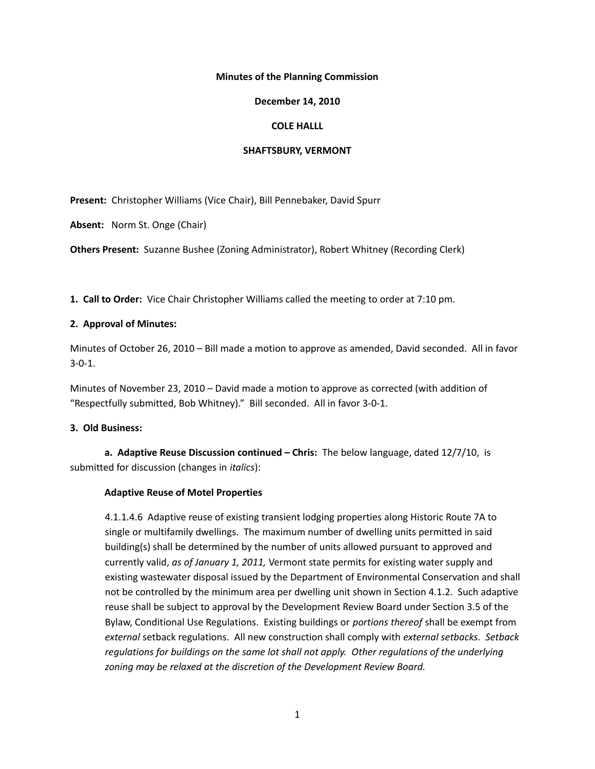**Minutes of the Planning Commission**

**December 14, 2010**

**COLE HALLL**

**SHAFTSBURY, VERMONT**

**Present:** Christopher Williams (Vice Chair), Bill Pennebaker, David Spurr

**Absent:** Norm St. Onge (Chair)

**Others Present:** Suzanne Bushee (Zoning Administrator), Robert Whitney (Recording Clerk)

**1. Call to Order:** Vice Chair Christopher Williams called the meeting to order at 7:10 pm.

**2. Approval of Minutes:**

Minutes of October 26, 2010 – Bill made a motion to approve as amended, David seconded. All in favor 3-0-1.

Minutes of November 23, 2010 – David made a motion to approve as corrected (with addition of "Respectfully submitted, Bob Whitney)." Bill seconded. All in favor 3-0-1.

**3. Old Business:**

**a. Adaptive Reuse Discussion continued – Chris:** The below language, dated 12/7/10, is submitted for discussion (changes in *italics*):

**Adaptive Reuse of Motel Properties**

4.1.1.4.6 Adaptive reuse of existing transient lodging properties along Historic Route 7A to single or multifamily dwellings. The maximum number of dwelling units permitted in said building(s) shall be determined by the number of units allowed pursuant to approved and currently valid, *as of January 1, 2011,* Vermont state permits for existing water supply and existing wastewater disposal issued by the Department of Environmental Conservation and shall not be controlled by the minimum area per dwelling unit shown in Section 4.1.2. Such adaptive reuse shall be subject to approval by the Development Review Board under Section 3.5 of the Bylaw, Conditional Use Regulations. Existing buildings or *portions thereof* shall be exempt from *external* setback regulations. All new construction shall comply with *external setbacks. Setback regulations for buildings on the same lot shall not apply. Other regulations of the underlying zoning may be relaxed at the discretion of the Development Review Board.*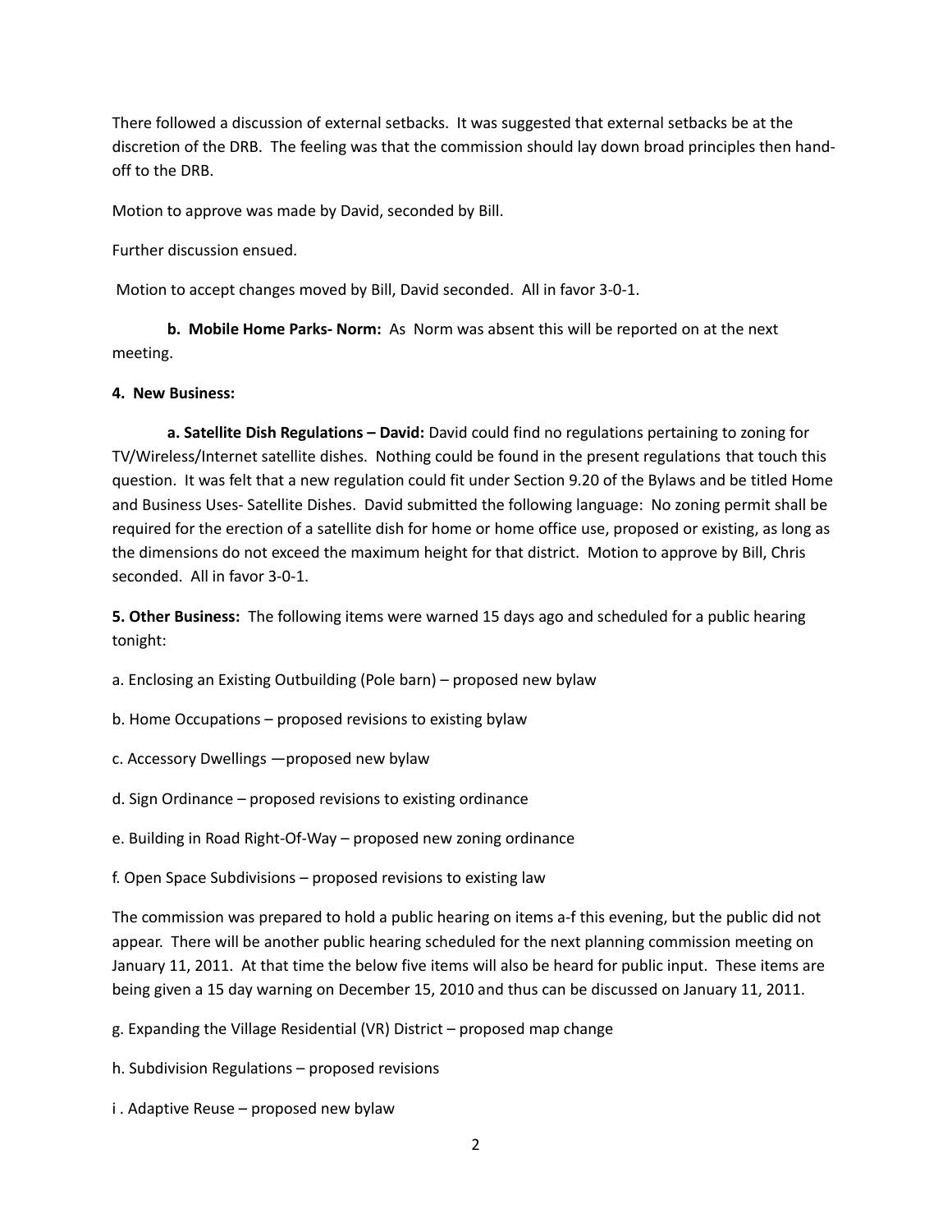There followed a discussion of external setbacks. It was suggested that external setbacks be at the discretion of the DRB. The feeling was that the commission should lay down broad principles then hand-off to the DRB.

Motion to approve was made by David, seconded by Bill.

Further discussion ensued.

Motion to accept changes moved by Bill, David seconded. All in favor 3-0-1.

**b. Mobile Home Parks- Norm:** As Norm was absent this will be reported on at the next meeting.

**4. New Business:**

**a. Satellite Dish Regulations – David:** David could find no regulations pertaining to zoning for TV/Wireless/Internet satellite dishes. Nothing could be found in the present regulations that touch this question. It was felt that a new regulation could fit under Section 9.20 of the Bylaws and be titled Home and Business Uses- Satellite Dishes. David submitted the following language: No zoning permit shall be required for the erection of a satellite dish for home or home office use, proposed or existing, as long as the dimensions do not exceed the maximum height for that district. Motion to approve by Bill, Chris seconded. All in favor 3-0-1.

**5. Other Business:** The following items were warned 15 days ago and scheduled for a public hearing tonight:

a. Enclosing an Existing Outbuilding (Pole barn) – proposed new bylaw

b. Home Occupations – proposed revisions to existing bylaw

c. Accessory Dwellings —proposed new bylaw

d. Sign Ordinance – proposed revisions to existing ordinance

e. Building in Road Right-Of-Way – proposed new zoning ordinance

f. Open Space Subdivisions – proposed revisions to existing law

The commission was prepared to hold a public hearing on items a-f this evening, but the public did not appear. There will be another public hearing scheduled for the next planning commission meeting on January 11, 2011. At that time the below five items will also be heard for public input. These items are being given a 15 day warning on December 15, 2010 and thus can be discussed on January 11, 2011.

g. Expanding the Village Residential (VR) District – proposed map change

h. Subdivision Regulations – proposed revisions

i . Adaptive Reuse – proposed new bylaw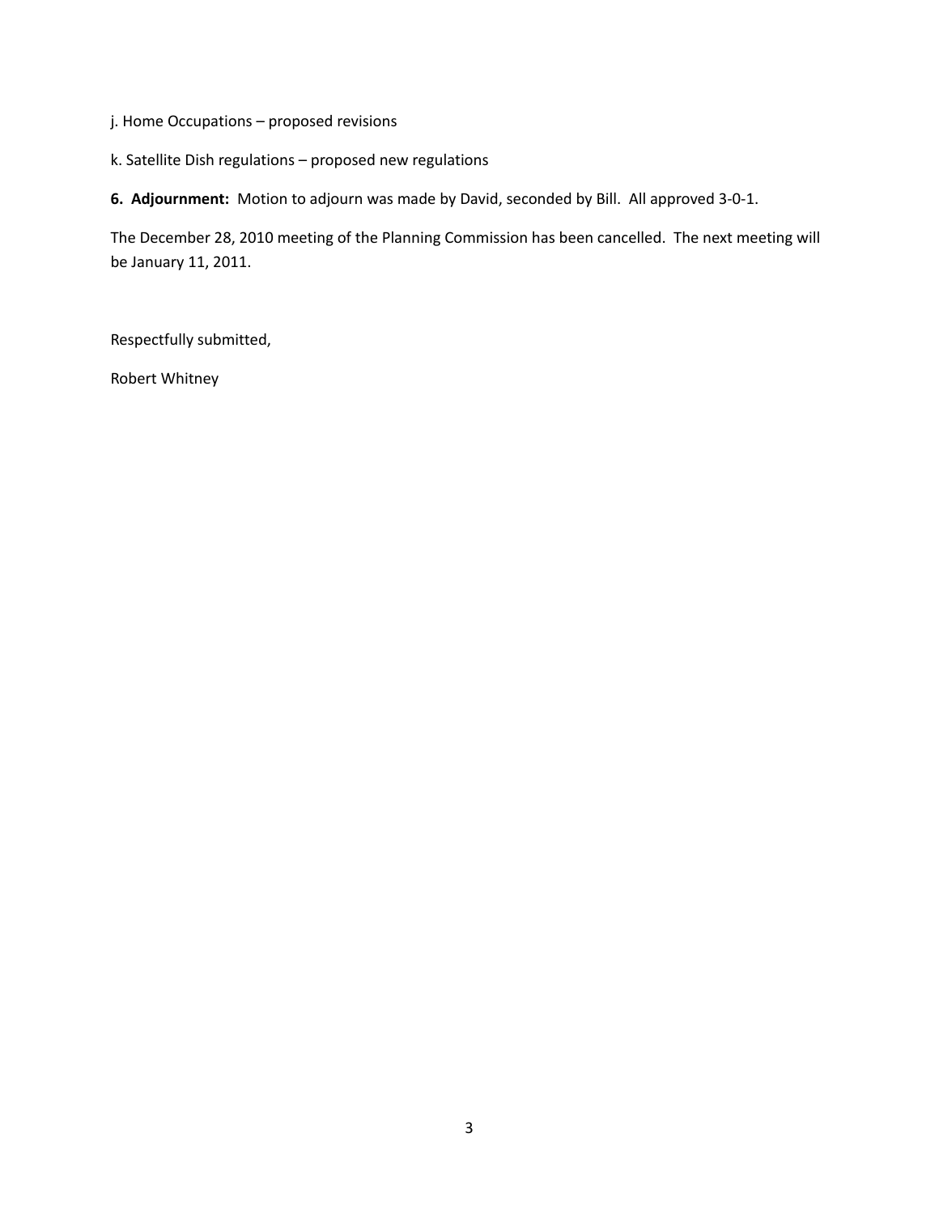j. Home Occupations – proposed revisions

k. Satellite Dish regulations – proposed new regulations

**6. Adjournment:** Motion to adjourn was made by David, seconded by Bill. All approved 3-0-1.

The December 28, 2010 meeting of the Planning Commission has been cancelled. The next meeting will be January 11, 2011.

Respectfully submitted,

Robert Whitney